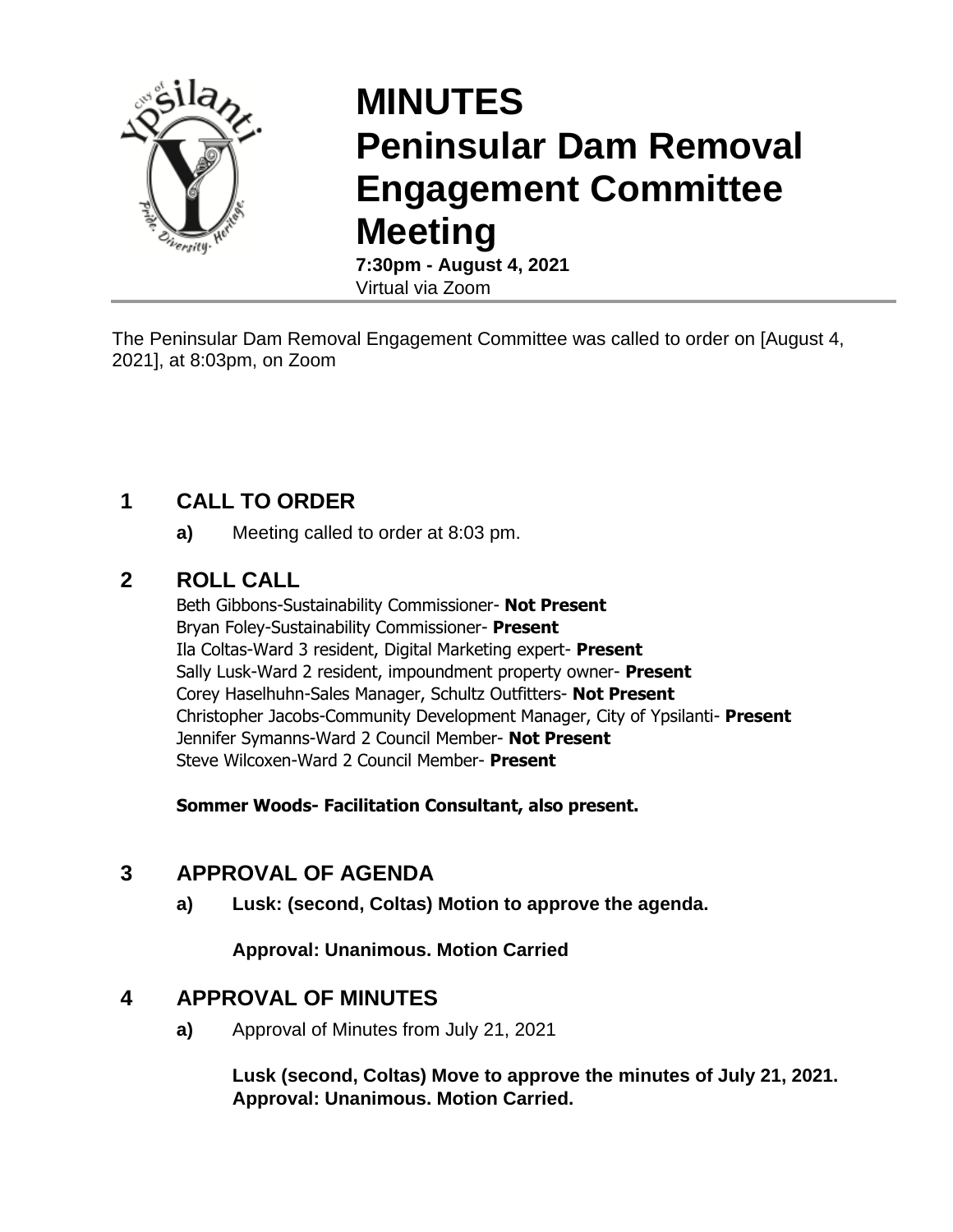# MINUTES
# Peninsular Dam Removal Engagement Committee Meeting

**7:30pm - August 4, 2021**
Virtual via Zoom

The Peninsular Dam Removal Engagement Committee was called to order on [August 4, 2021], at 8:03pm, on Zoom

## 1 CALL TO ORDER

**a)** Meeting called to order at 8:03 pm.

## 2 ROLL CALL

Beth Gibbons-Sustainability Commissioner- **Not Present**
Bryan Foley-Sustainability Commissioner- **Present**
Ila Coltas-Ward 3 resident, Digital Marketing expert- **Present**
Sally Lusk-Ward 2 resident, impoundment property owner- **Present**
Corey Haselhuhn-Sales Manager, Schultz Outfitters- **Not Present**
Christopher Jacobs-Community Development Manager, City of Ypsilanti- **Present**
Jennifer Symanns-Ward 2 Council Member- **Not Present**
Steve Wilcoxen-Ward 2 Council Member- **Present**

**Sommer Woods- Facilitation Consultant, also present.**

## 3 APPROVAL OF AGENDA

**a) Lusk: (second, Coltas) Motion to approve the agenda.**

**Approval: Unanimous. Motion Carried**

## 4 APPROVAL OF MINUTES

**a)** Approval of Minutes from July 21, 2021

**Lusk (second, Coltas) Move to approve the minutes of July 21, 2021.**
**Approval: Unanimous. Motion Carried.**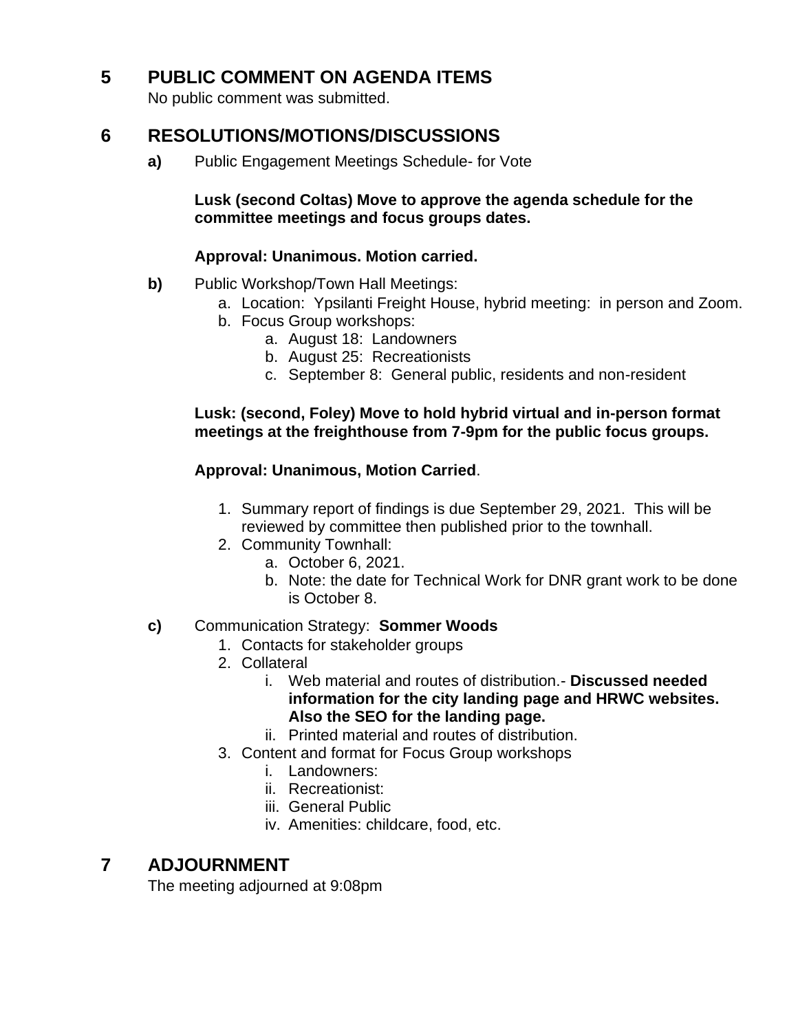## 5 PUBLIC COMMENT ON AGENDA ITEMS

No public comment was submitted.

## 6 RESOLUTIONS/MOTIONS/DISCUSSIONS

**a)** Public Engagement Meetings Schedule- for Vote

**Lusk (second Coltas) Move to approve the agenda schedule for the committee meetings and focus groups dates.**

**Approval: Unanimous. Motion carried.**

**b)** Public Workshop/Town Hall Meetings:

- a. Location: Ypsilanti Freight House, hybrid meeting: in person and Zoom.
- b. Focus Group workshops:
  - a. August 18: Landowners
  - b. August 25: Recreationists
  - c. September 8: General public, residents and non-resident

**Lusk: (second, Foley) Move to hold hybrid virtual and in-person format meetings at the freighthouse from 7-9pm for the public focus groups.**

**Approval: Unanimous, Motion Carried**.

1. Summary report of findings is due September 29, 2021. This will be reviewed by committee then published prior to the townhall.
2. Community Townhall:
   - a. October 6, 2021.
   - b. Note: the date for Technical Work for DNR grant work to be done is October 8.

**c)** Communication Strategy: **Sommer Woods**

1. Contacts for stakeholder groups
2. Collateral
   - i. Web material and routes of distribution.- **Discussed needed information for the city landing page and HRWC websites. Also the SEO for the landing page.**
   - ii. Printed material and routes of distribution.
3. Content and format for Focus Group workshops
   - i. Landowners:
   - ii. Recreationist:
   - iii. General Public
   - iv. Amenities: childcare, food, etc.

## 7 ADJOURNMENT

The meeting adjourned at 9:08pm